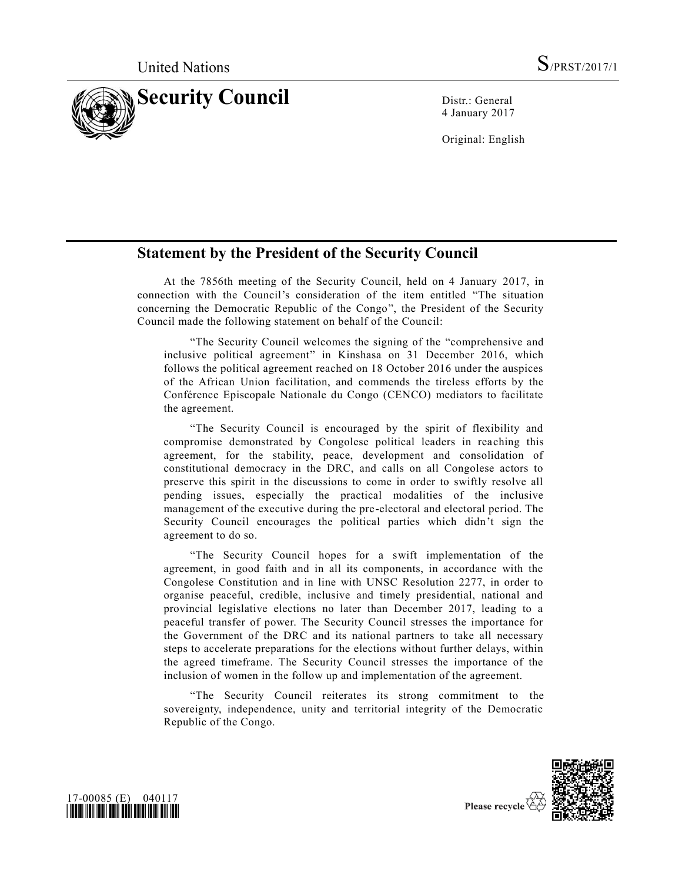United Nations S/PRST/2017/1

# Security Council

Distr.: General
4 January 2017

Original: English

## Statement by the President of the Security Council

At the 7856th meeting of the Security Council, held on 4 January 2017, in connection with the Council's consideration of the item entitled "The situation concerning the Democratic Republic of the Congo", the President of the Security Council made the following statement on behalf of the Council:

"The Security Council welcomes the signing of the "comprehensive and inclusive political agreement" in Kinshasa on 31 December 2016, which follows the political agreement reached on 18 October 2016 under the auspices of the African Union facilitation, and commends the tireless efforts by the Conférence Episcopale Nationale du Congo (CENCO) mediators to facilitate the agreement.

"The Security Council is encouraged by the spirit of flexibility and compromise demonstrated by Congolese political leaders in reaching this agreement, for the stability, peace, development and consolidation of constitutional democracy in the DRC, and calls on all Congolese actors to preserve this spirit in the discussions to come in order to swiftly resolve all pending issues, especially the practical modalities of the inclusive management of the executive during the pre-electoral and electoral period. The Security Council encourages the political parties which didn't sign the agreement to do so.

"The Security Council hopes for a swift implementation of the agreement, in good faith and in all its components, in accordance with the Congolese Constitution and in line with UNSC Resolution 2277, in order to organise peaceful, credible, inclusive and timely presidential, national and provincial legislative elections no later than December 2017, leading to a peaceful transfer of power. The Security Council stresses the importance for the Government of the DRC and its national partners to take all necessary steps to accelerate preparations for the elections without further delays, within the agreed timeframe. The Security Council stresses the importance of the inclusion of women in the follow up and implementation of the agreement.

"The Security Council reiterates its strong commitment to the sovereignty, independence, unity and territorial integrity of the Democratic Republic of the Congo.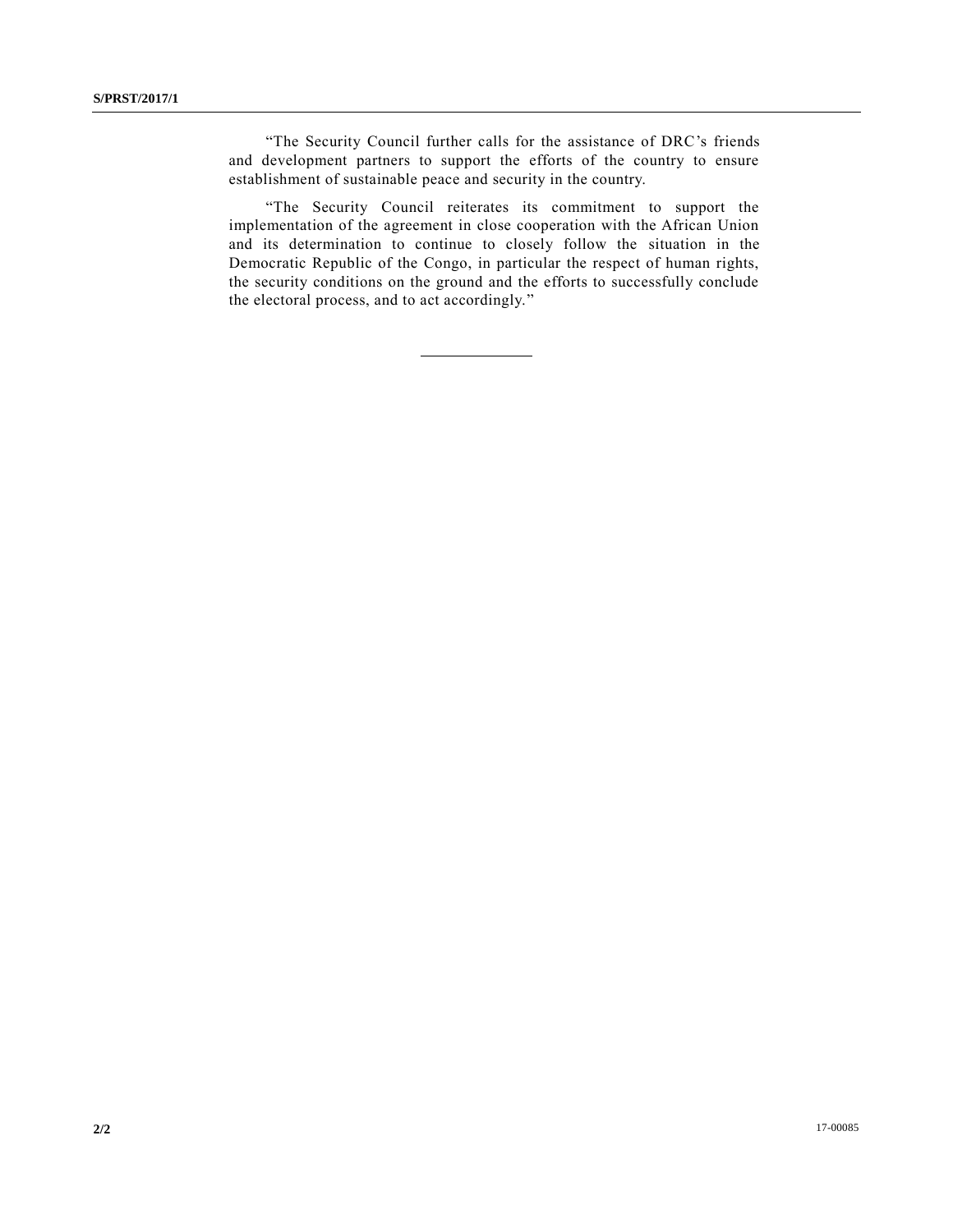"The Security Council further calls for the assistance of DRC's friends and development partners to support the efforts of the country to ensure establishment of sustainable peace and security in the country.

"The Security Council reiterates its commitment to support the implementation of the agreement in close cooperation with the African Union and its determination to continue to closely follow the situation in the Democratic Republic of the Congo, in particular the respect of human rights, the security conditions on the ground and the efforts to successfully conclude the electoral process, and to act accordingly."